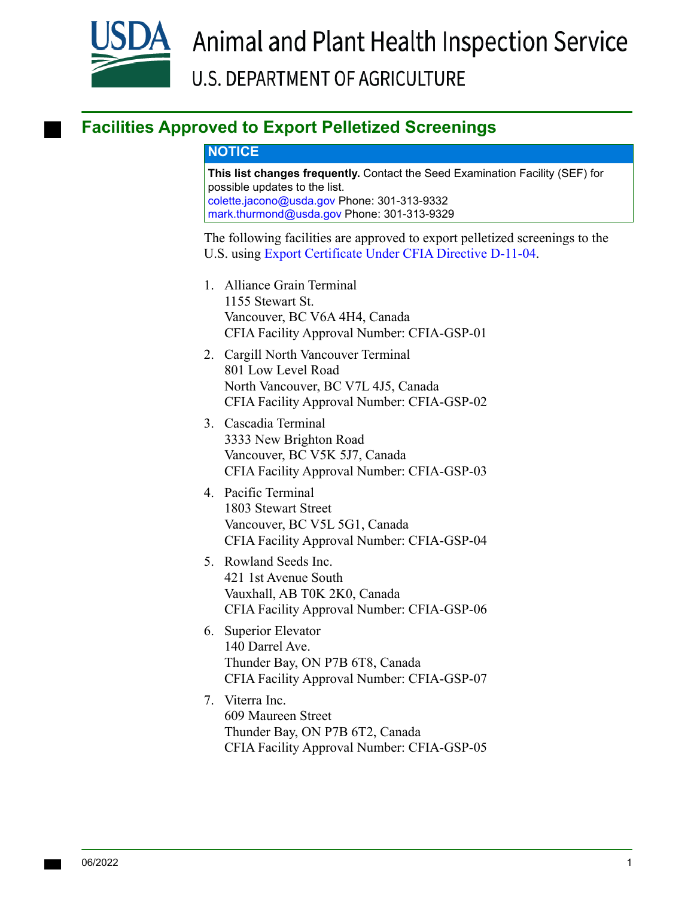Animal and Plant Health Inspection Service

U.S. DEPARTMENT OF AGRICULTURE

# Facilities Approved to Export Pelletized Screenings

**NOTICE**

**This list changes frequently.** Contact the Seed Examination Facility (SEF) for possible updates to the list.
colette.jacono@usda.gov Phone: 301-313-9332
mark.thurmond@usda.gov Phone: 301-313-9329

The following facilities are approved to export pelletized screenings to the U.S. using Export Certificate Under CFIA Directive D-11-04.

1. Alliance Grain Terminal
   1155 Stewart St.
   Vancouver, BC V6A 4H4, Canada
   CFIA Facility Approval Number: CFIA-GSP-01
2. Cargill North Vancouver Terminal
   801 Low Level Road
   North Vancouver, BC V7L 4J5, Canada
   CFIA Facility Approval Number: CFIA-GSP-02
3. Cascadia Terminal
   3333 New Brighton Road
   Vancouver, BC V5K 5J7, Canada
   CFIA Facility Approval Number: CFIA-GSP-03
4. Pacific Terminal
   1803 Stewart Street
   Vancouver, BC V5L 5G1, Canada
   CFIA Facility Approval Number: CFIA-GSP-04
5. Rowland Seeds Inc.
   421 1st Avenue South
   Vauxhall, AB T0K 2K0, Canada
   CFIA Facility Approval Number: CFIA-GSP-06
6. Superior Elevator
   140 Darrel Ave.
   Thunder Bay, ON P7B 6T8, Canada
   CFIA Facility Approval Number: CFIA-GSP-07
7. Viterra Inc.
   609 Maureen Street
   Thunder Bay, ON P7B 6T2, Canada
   CFIA Facility Approval Number: CFIA-GSP-05

06/2022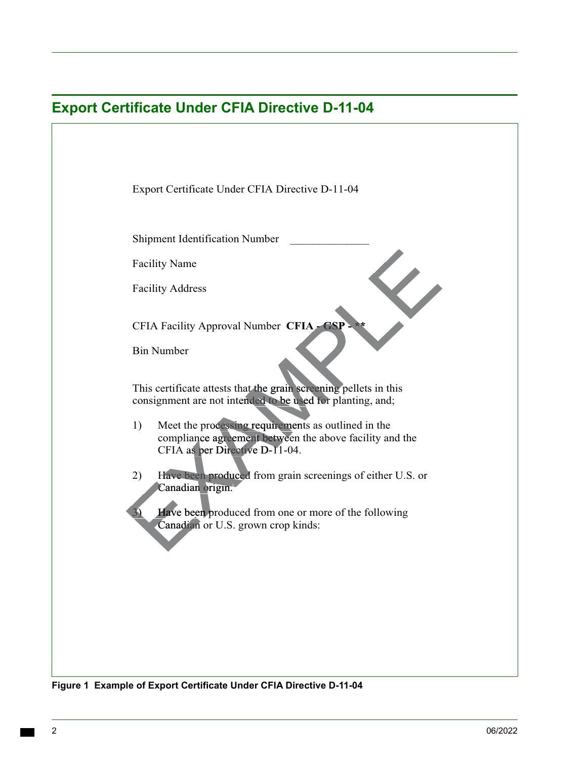## Export Certificate Under CFIA Directive D-11-04

Export Certificate Under CFIA Directive D-11-04

Shipment Identification Number ______________

Facility Name

Facility Address

CFIA Facility Approval Number **CFIA - GSP - ****

Bin Number

This certificate attests that the grain screening pellets in this consignment are not intended to be used for planting, and;

1) Meet the processing requirements as outlined in the compliance agreement between the above facility and the CFIA as per Directive D-11-04.

2) Have been produced from grain screenings of either U.S. or Canadian origin.

3) Have been produced from one or more of the following Canadian or U.S. grown crop kinds:

EXAMPLE

**Figure 1 Example of Export Certificate Under CFIA Directive D-11-04**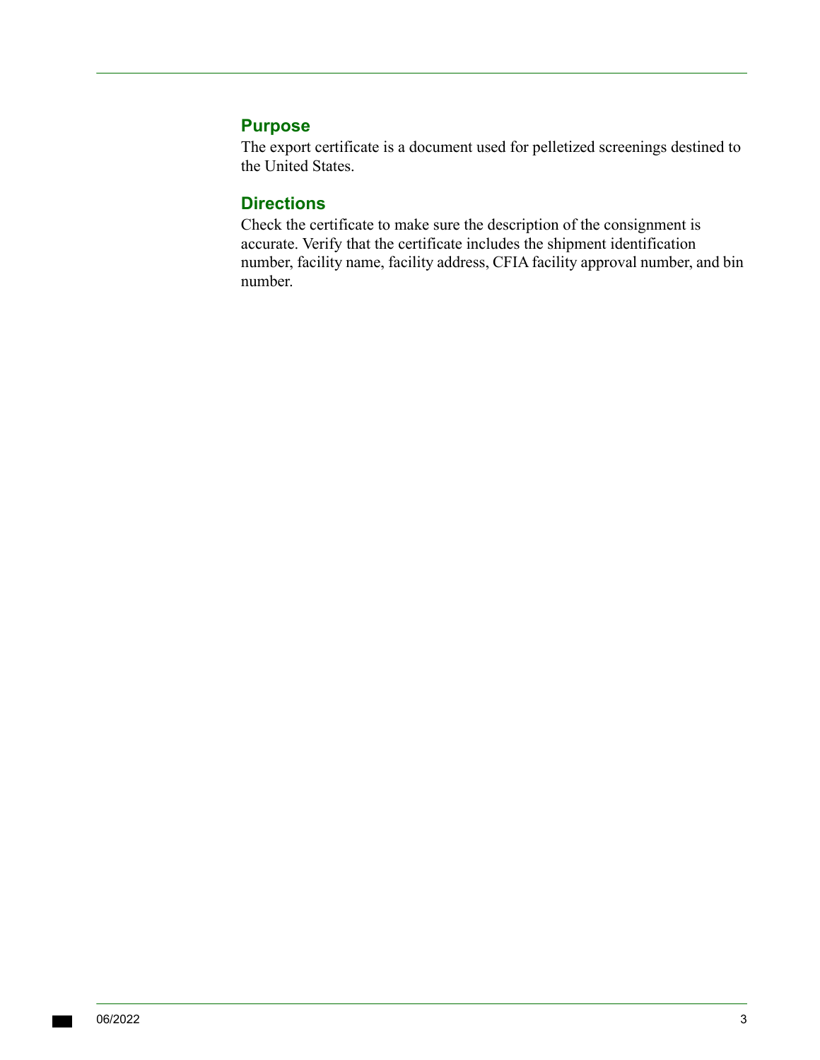## Purpose

The export certificate is a document used for pelletized screenings destined to the United States.

## Directions

Check the certificate to make sure the description of the consignment is accurate. Verify that the certificate includes the shipment identification number, facility name, facility address, CFIA facility approval number, and bin number.